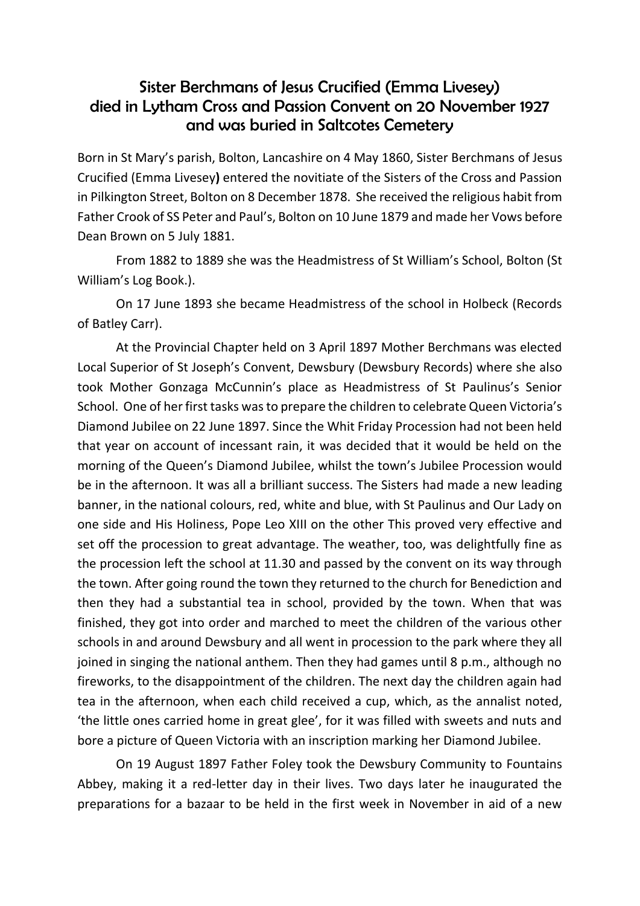# Sister Berchmans of Jesus Crucified (Emma Livesey) died in Lytham Cross and Passion Convent on 20 November 1927 and was buried in Saltcotes Cemetery

Born in St Mary's parish, Bolton, Lancashire on 4 May 1860, Sister Berchmans of Jesus Crucified (Emma Livesey**)** entered the novitiate of the Sisters of the Cross and Passion in Pilkington Street, Bolton on 8 December 1878. She received the religious habit from Father Crook of SS Peter and Paul's, Bolton on 10 June 1879 and made her Vows before Dean Brown on 5 July 1881.

From 1882 to 1889 she was the Headmistress of St William's School, Bolton (St William's Log Book.).

On 17 June 1893 she became Headmistress of the school in Holbeck (Records of Batley Carr).

At the Provincial Chapter held on 3 April 1897 Mother Berchmans was elected Local Superior of St Joseph's Convent, Dewsbury (Dewsbury Records) where she also took Mother Gonzaga McCunnin's place as Headmistress of St Paulinus's Senior School. One of her first tasks was to prepare the children to celebrate Queen Victoria's Diamond Jubilee on 22 June 1897. Since the Whit Friday Procession had not been held that year on account of incessant rain, it was decided that it would be held on the morning of the Queen's Diamond Jubilee, whilst the town's Jubilee Procession would be in the afternoon. It was all a brilliant success. The Sisters had made a new leading banner, in the national colours, red, white and blue, with St Paulinus and Our Lady on one side and His Holiness, Pope Leo XIII on the other This proved very effective and set off the procession to great advantage. The weather, too, was delightfully fine as the procession left the school at 11.30 and passed by the convent on its way through the town. After going round the town they returned to the church for Benediction and then they had a substantial tea in school, provided by the town. When that was finished, they got into order and marched to meet the children of the various other schools in and around Dewsbury and all went in procession to the park where they all joined in singing the national anthem. Then they had games until 8 p.m., although no fireworks, to the disappointment of the children. The next day the children again had tea in the afternoon, when each child received a cup, which, as the annalist noted, 'the little ones carried home in great glee', for it was filled with sweets and nuts and bore a picture of Queen Victoria with an inscription marking her Diamond Jubilee.

On 19 August 1897 Father Foley took the Dewsbury Community to Fountains Abbey, making it a red-letter day in their lives. Two days later he inaugurated the preparations for a bazaar to be held in the first week in November in aid of a new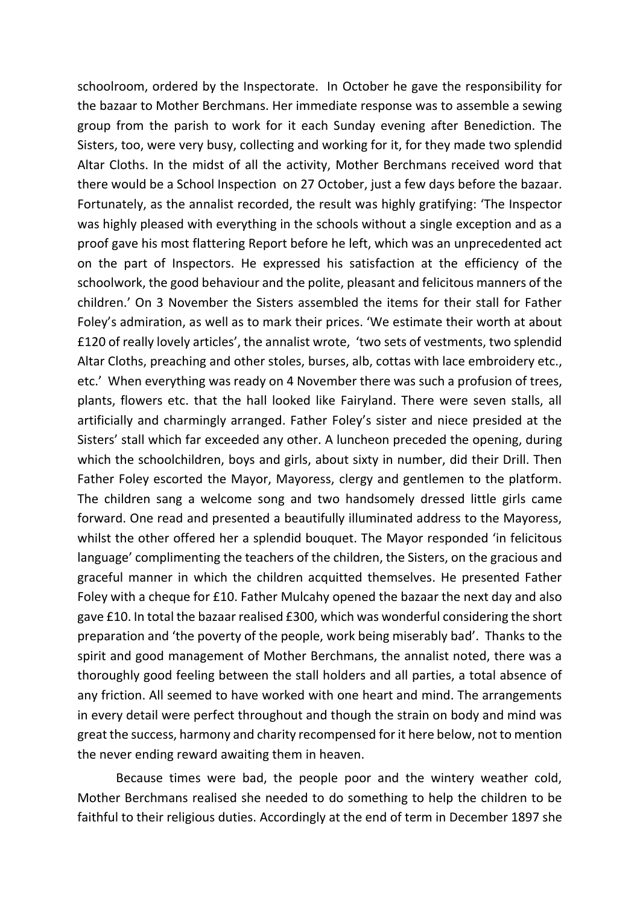schoolroom, ordered by the Inspectorate. In October he gave the responsibility for the bazaar to Mother Berchmans. Her immediate response was to assemble a sewing group from the parish to work for it each Sunday evening after Benediction. The Sisters, too, were very busy, collecting and working for it, for they made two splendid Altar Cloths. In the midst of all the activity, Mother Berchmans received word that there would be a School Inspection on 27 October, just a few days before the bazaar. Fortunately, as the annalist recorded, the result was highly gratifying: 'The Inspector was highly pleased with everything in the schools without a single exception and as a proof gave his most flattering Report before he left, which was an unprecedented act on the part of Inspectors. He expressed his satisfaction at the efficiency of the schoolwork, the good behaviour and the polite, pleasant and felicitous manners of the children.' On 3 November the Sisters assembled the items for their stall for Father Foley's admiration, as well as to mark their prices. 'We estimate their worth at about £120 of really lovely articles', the annalist wrote, 'two sets of vestments, two splendid Altar Cloths, preaching and other stoles, burses, alb, cottas with lace embroidery etc., etc.' When everything was ready on 4 November there was such a profusion of trees, plants, flowers etc. that the hall looked like Fairyland. There were seven stalls, all artificially and charmingly arranged. Father Foley's sister and niece presided at the Sisters' stall which far exceeded any other. A luncheon preceded the opening, during which the schoolchildren, boys and girls, about sixty in number, did their Drill. Then Father Foley escorted the Mayor, Mayoress, clergy and gentlemen to the platform. The children sang a welcome song and two handsomely dressed little girls came forward. One read and presented a beautifully illuminated address to the Mayoress, whilst the other offered her a splendid bouquet. The Mayor responded 'in felicitous language' complimenting the teachers of the children, the Sisters, on the gracious and graceful manner in which the children acquitted themselves. He presented Father Foley with a cheque for £10. Father Mulcahy opened the bazaar the next day and also gave £10. In total the bazaar realised £300, which was wonderful considering the short preparation and 'the poverty of the people, work being miserably bad'. Thanks to the spirit and good management of Mother Berchmans, the annalist noted, there was a thoroughly good feeling between the stall holders and all parties, a total absence of any friction. All seemed to have worked with one heart and mind. The arrangements in every detail were perfect throughout and though the strain on body and mind was great the success, harmony and charity recompensed for it here below, not to mention the never ending reward awaiting them in heaven.

Because times were bad, the people poor and the wintery weather cold, Mother Berchmans realised she needed to do something to help the children to be faithful to their religious duties. Accordingly at the end of term in December 1897 she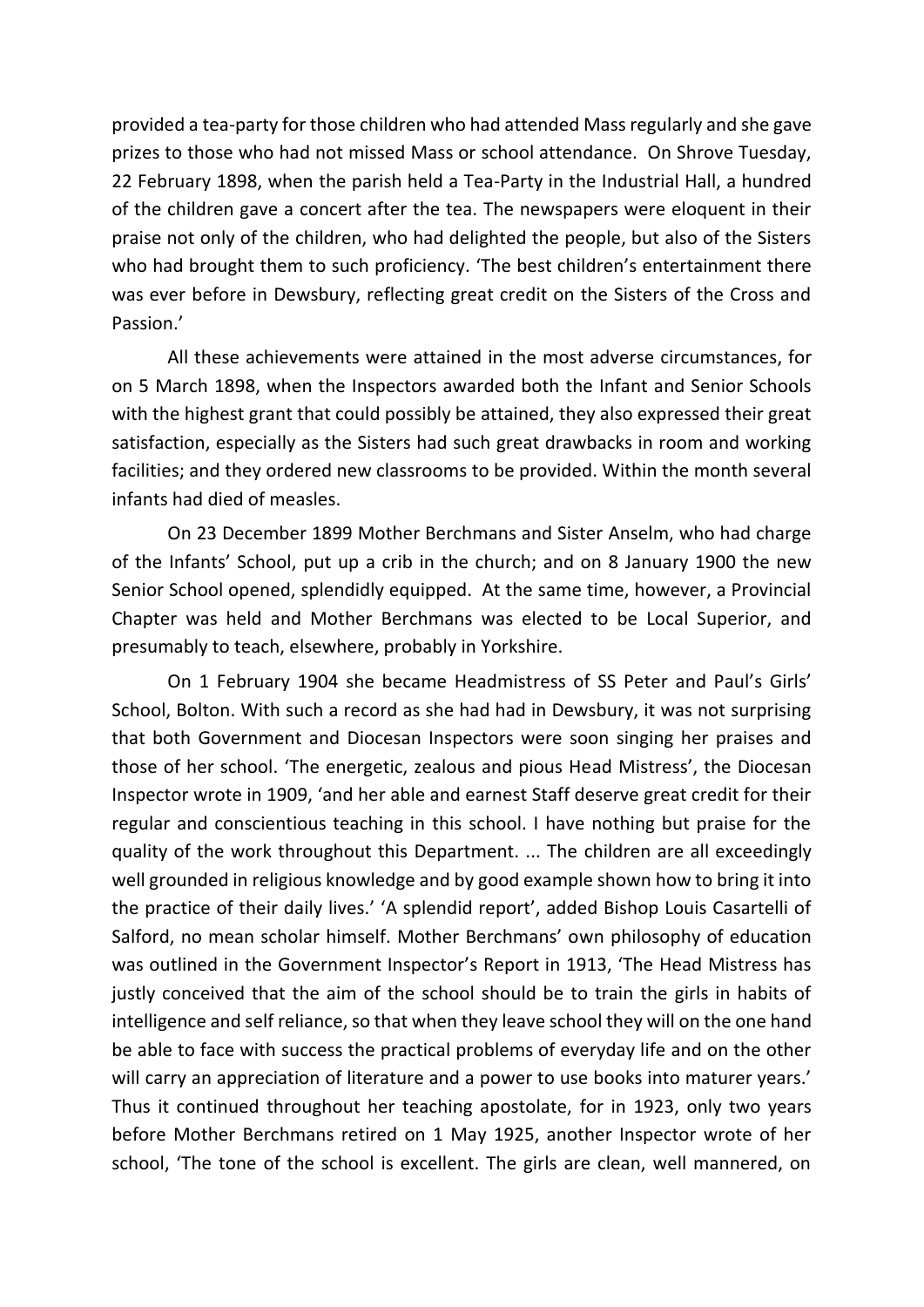provided a tea-party for those children who had attended Mass regularly and she gave prizes to those who had not missed Mass or school attendance. On Shrove Tuesday, 22 February 1898, when the parish held a Tea-Party in the Industrial Hall, a hundred of the children gave a concert after the tea. The newspapers were eloquent in their praise not only of the children, who had delighted the people, but also of the Sisters who had brought them to such proficiency. 'The best children's entertainment there was ever before in Dewsbury, reflecting great credit on the Sisters of the Cross and Passion.'

All these achievements were attained in the most adverse circumstances, for on 5 March 1898, when the Inspectors awarded both the Infant and Senior Schools with the highest grant that could possibly be attained, they also expressed their great satisfaction, especially as the Sisters had such great drawbacks in room and working facilities; and they ordered new classrooms to be provided. Within the month several infants had died of measles.

On 23 December 1899 Mother Berchmans and Sister Anselm, who had charge of the Infants' School, put up a crib in the church; and on 8 January 1900 the new Senior School opened, splendidly equipped. At the same time, however, a Provincial Chapter was held and Mother Berchmans was elected to be Local Superior, and presumably to teach, elsewhere, probably in Yorkshire.

On 1 February 1904 she became Headmistress of SS Peter and Paul's Girls' School, Bolton. With such a record as she had had in Dewsbury, it was not surprising that both Government and Diocesan Inspectors were soon singing her praises and those of her school. 'The energetic, zealous and pious Head Mistress', the Diocesan Inspector wrote in 1909, 'and her able and earnest Staff deserve great credit for their regular and conscientious teaching in this school. I have nothing but praise for the quality of the work throughout this Department. ... The children are all exceedingly well grounded in religious knowledge and by good example shown how to bring it into the practice of their daily lives.' 'A splendid report', added Bishop Louis Casartelli of Salford, no mean scholar himself. Mother Berchmans' own philosophy of education was outlined in the Government Inspector's Report in 1913, 'The Head Mistress has justly conceived that the aim of the school should be to train the girls in habits of intelligence and self reliance, so that when they leave school they will on the one hand be able to face with success the practical problems of everyday life and on the other will carry an appreciation of literature and a power to use books into maturer years.' Thus it continued throughout her teaching apostolate, for in 1923, only two years before Mother Berchmans retired on 1 May 1925, another Inspector wrote of her school, 'The tone of the school is excellent. The girls are clean, well mannered, on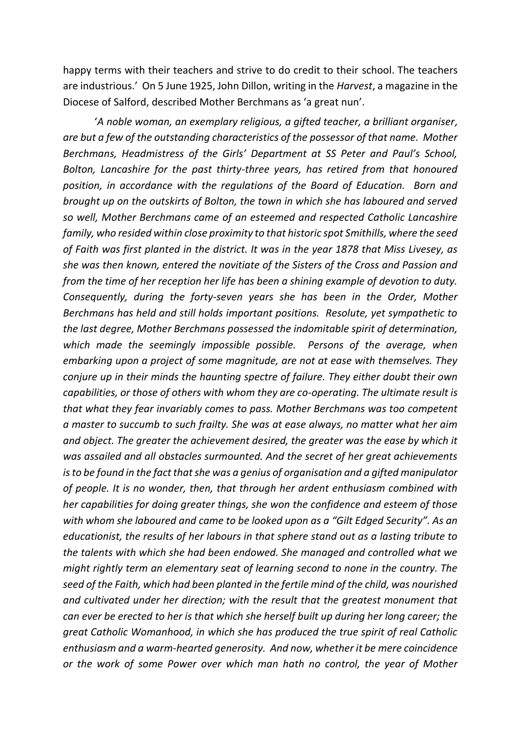happy terms with their teachers and strive to do credit to their school. The teachers are industrious.' On 5 June 1925, John Dillon, writing in the *Harvest*, a magazine in the Diocese of Salford, described Mother Berchmans as 'a great nun'.

'*A noble woman, an exemplary religious, a gifted teacher, a brilliant organiser, are but a few of the outstanding characteristics of the possessor of that name. Mother Berchmans, Headmistress of the Girls' Department at SS Peter and Paul's School, Bolton, Lancashire for the past thirty-three years, has retired from that honoured position, in accordance with the regulations of the Board of Education. Born and brought up on the outskirts of Bolton, the town in which she has laboured and served so well, Mother Berchmans came of an esteemed and respected Catholic Lancashire family, who resided within close proximity to that historic spot Smithills, where the seed of Faith was first planted in the district. It was in the year 1878 that Miss Livesey, as she was then known, entered the novitiate of the Sisters of the Cross and Passion and from the time of her reception her life has been a shining example of devotion to duty. Consequently, during the forty-seven years she has been in the Order, Mother Berchmans has held and still holds important positions. Resolute, yet sympathetic to the last degree, Mother Berchmans possessed the indomitable spirit of determination, which made the seemingly impossible possible. Persons of the average, when embarking upon a project of some magnitude, are not at ease with themselves. They conjure up in their minds the haunting spectre of failure. They either doubt their own capabilities, or those of others with whom they are co-operating. The ultimate result is that what they fear invariably comes to pass. Mother Berchmans was too competent a master to succumb to such frailty. She was at ease always, no matter what her aim and object. The greater the achievement desired, the greater was the ease by which it was assailed and all obstacles surmounted. And the secret of her great achievements is to be found in the fact that she was a genius of organisation and a gifted manipulator of people. It is no wonder, then, that through her ardent enthusiasm combined with her capabilities for doing greater things, she won the confidence and esteem of those with whom she laboured and came to be looked upon as a "Gilt Edged Security". As an educationist, the results of her labours in that sphere stand out as a lasting tribute to the talents with which she had been endowed. She managed and controlled what we might rightly term an elementary seat of learning second to none in the country. The seed of the Faith, which had been planted in the fertile mind of the child, was nourished and cultivated under her direction; with the result that the greatest monument that can ever be erected to her is that which she herself built up during her long career; the great Catholic Womanhood, in which she has produced the true spirit of real Catholic enthusiasm and a warm-hearted generosity. And now, whether it be mere coincidence or the work of some Power over which man hath no control, the year of Mother*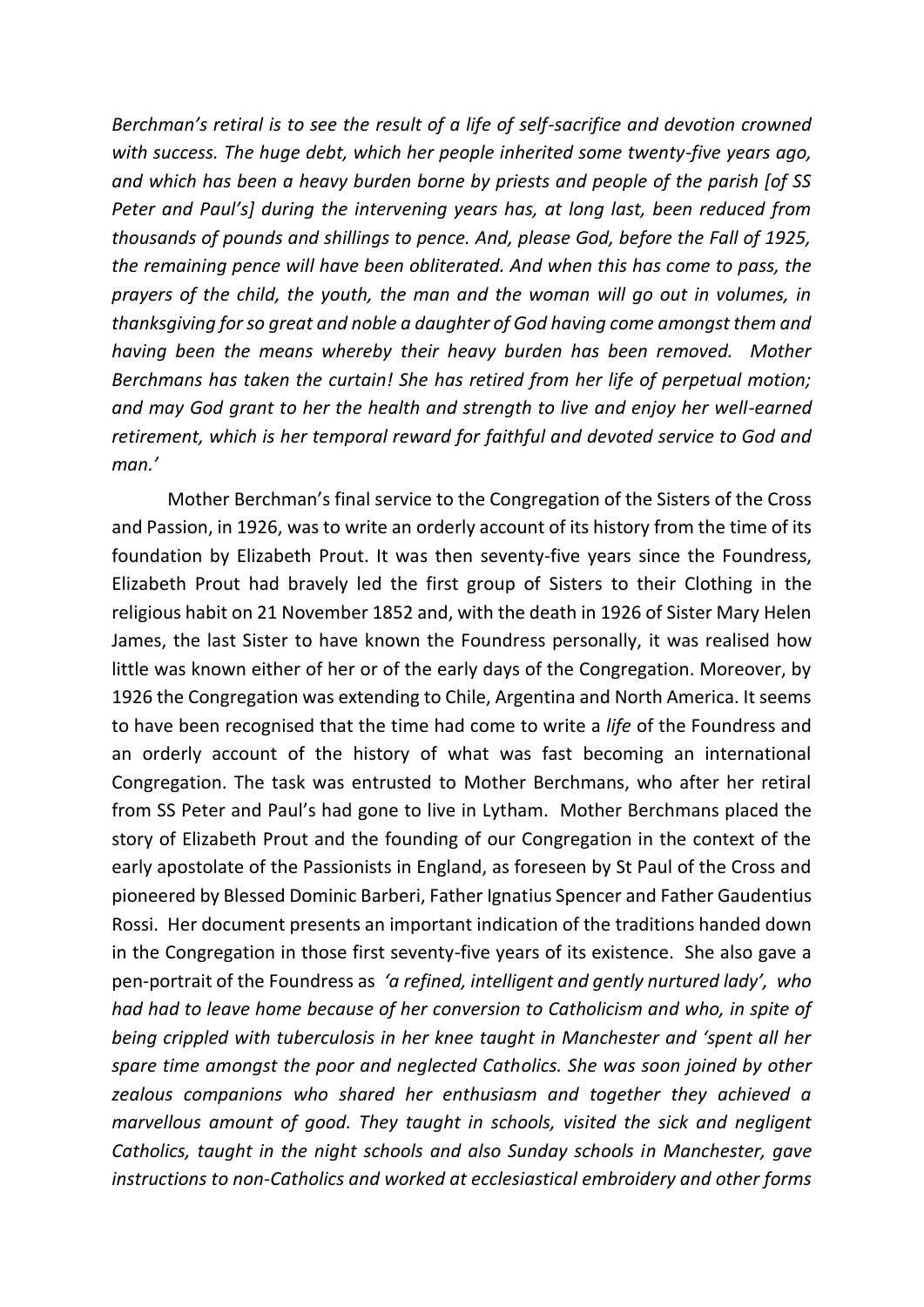*Berchman's retiral is to see the result of a life of self-sacrifice and devotion crowned with success. The huge debt, which her people inherited some twenty-five years ago, and which has been a heavy burden borne by priests and people of the parish [of SS Peter and Paul's] during the intervening years has, at long last, been reduced from thousands of pounds and shillings to pence. And, please God, before the Fall of 1925, the remaining pence will have been obliterated. And when this has come to pass, the prayers of the child, the youth, the man and the woman will go out in volumes, in thanksgiving for so great and noble a daughter of God having come amongst them and having been the means whereby their heavy burden has been removed. Mother Berchmans has taken the curtain! She has retired from her life of perpetual motion; and may God grant to her the health and strength to live and enjoy her well-earned retirement, which is her temporal reward for faithful and devoted service to God and man.'*

Mother Berchman's final service to the Congregation of the Sisters of the Cross and Passion, in 1926, was to write an orderly account of its history from the time of its foundation by Elizabeth Prout. It was then seventy-five years since the Foundress, Elizabeth Prout had bravely led the first group of Sisters to their Clothing in the religious habit on 21 November 1852 and, with the death in 1926 of Sister Mary Helen James, the last Sister to have known the Foundress personally, it was realised how little was known either of her or of the early days of the Congregation. Moreover, by 1926 the Congregation was extending to Chile, Argentina and North America. It seems to have been recognised that the time had come to write a *life* of the Foundress and an orderly account of the history of what was fast becoming an international Congregation. The task was entrusted to Mother Berchmans, who after her retiral from SS Peter and Paul's had gone to live in Lytham. Mother Berchmans placed the story of Elizabeth Prout and the founding of our Congregation in the context of the early apostolate of the Passionists in England, as foreseen by St Paul of the Cross and pioneered by Blessed Dominic Barberi, Father Ignatius Spencer and Father Gaudentius Rossi. Her document presents an important indication of the traditions handed down in the Congregation in those first seventy-five years of its existence. She also gave a pen-portrait of the Foundress as *'a refined, intelligent and gently nurtured lady', who had had to leave home because of her conversion to Catholicism and who, in spite of being crippled with tuberculosis in her knee taught in Manchester and 'spent all her spare time amongst the poor and neglected Catholics. She was soon joined by other zealous companions who shared her enthusiasm and together they achieved a marvellous amount of good. They taught in schools, visited the sick and negligent Catholics, taught in the night schools and also Sunday schools in Manchester, gave instructions to non-Catholics and worked at ecclesiastical embroidery and other forms*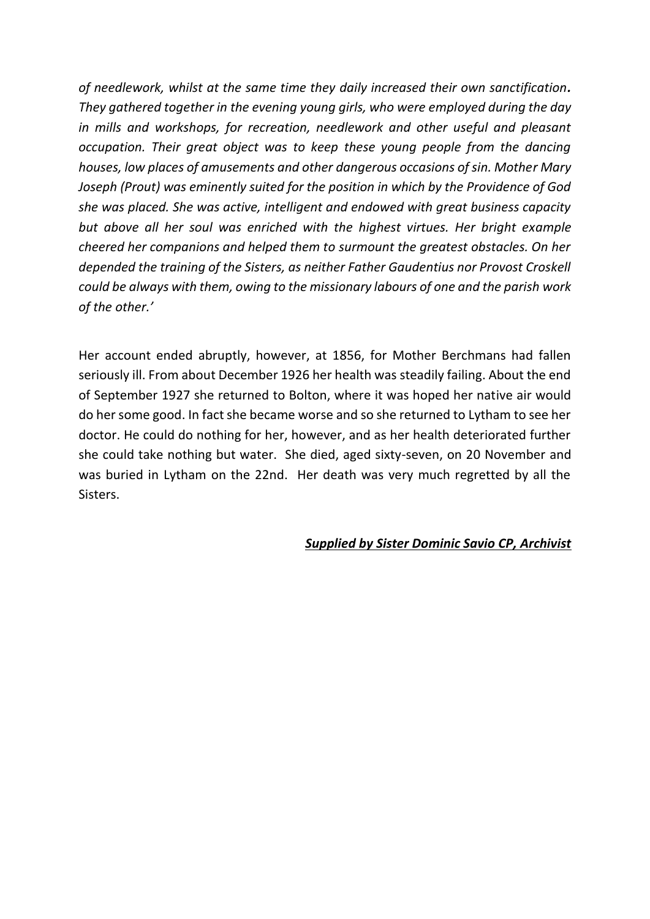*of needlework, whilst at the same time they daily increased their own sanctification. They gathered together in the evening young girls, who were employed during the day in mills and workshops, for recreation, needlework and other useful and pleasant occupation. Their great object was to keep these young people from the dancing houses, low places of amusements and other dangerous occasions of sin. Mother Mary Joseph (Prout) was eminently suited for the position in which by the Providence of God she was placed. She was active, intelligent and endowed with great business capacity but above all her soul was enriched with the highest virtues. Her bright example cheered her companions and helped them to surmount the greatest obstacles. On her depended the training of the Sisters, as neither Father Gaudentius nor Provost Croskell could be always with them, owing to the missionary labours of one and the parish work of the other.'*

Her account ended abruptly, however, at 1856, for Mother Berchmans had fallen seriously ill. From about December 1926 her health was steadily failing. About the end of September 1927 she returned to Bolton, where it was hoped her native air would do her some good. In fact she became worse and so she returned to Lytham to see her doctor. He could do nothing for her, however, and as her health deteriorated further she could take nothing but water. She died, aged sixty-seven, on 20 November and was buried in Lytham on the 22nd. Her death was very much regretted by all the Sisters.

***Supplied by Sister Dominic Savio CP, Archivist***